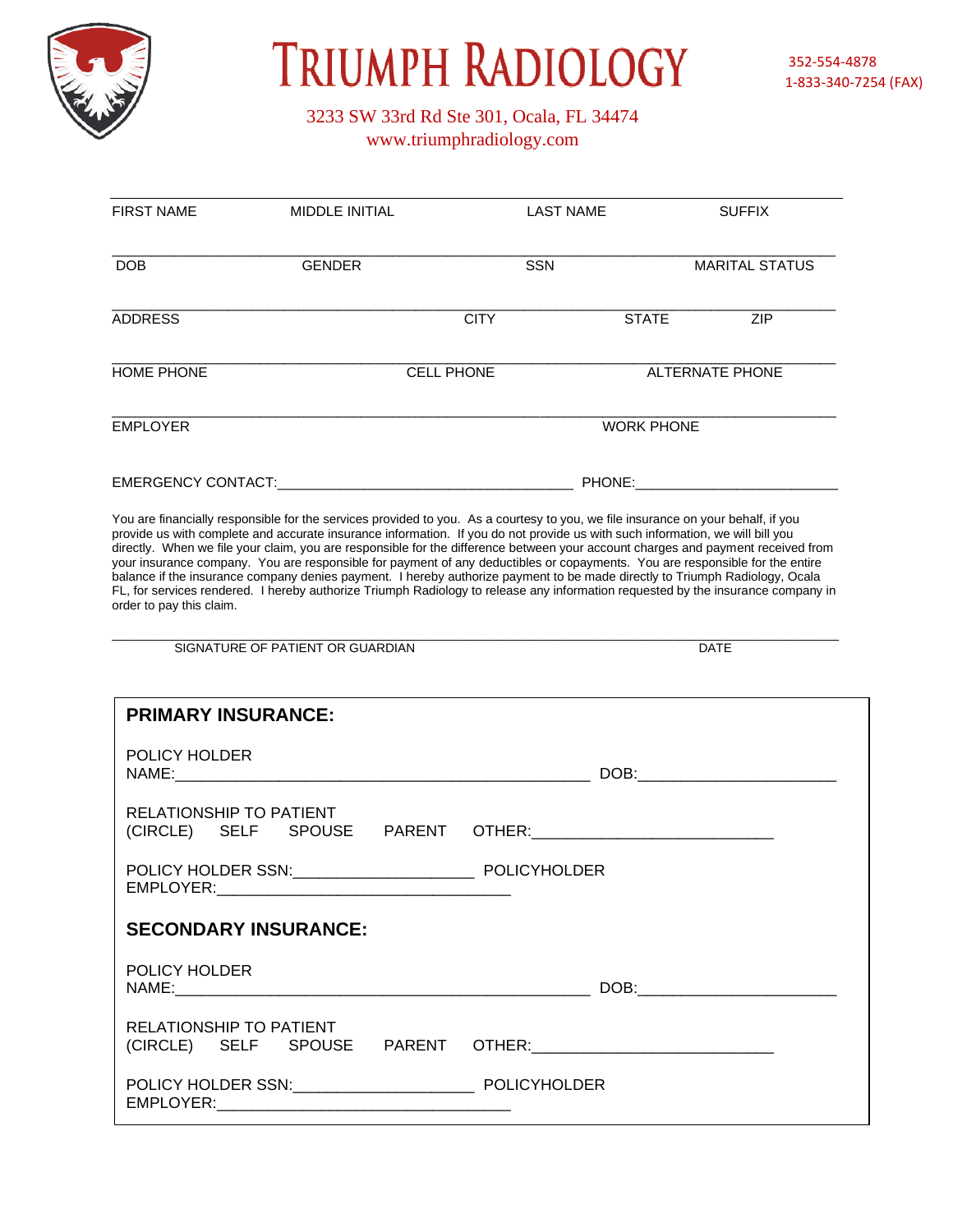# TRIUMPH RADIOLOGY

352-554-4878
1-833-340-7254 (FAX)

3233 SW 33rd Rd Ste 301, Ocala, FL 34474
www.triumphradiology.com

FIRST NAME MIDDLE INITIAL LAST NAME SUFFIX

______________________________________________________________________________

DOB GENDER SSN MARITAL STATUS

______________________________________________________________________________

ADDRESS CITY STATE ZIP

______________________________________________________________________________

HOME PHONE CELL PHONE ALTERNATE PHONE

______________________________________________________________________________

EMPLOYER WORK PHONE

EMERGENCY CONTACT:_____________________________________ PHONE:_________________________

You are financially responsible for the services provided to you. As a courtesy to you, we file insurance on your behalf, if you provide us with complete and accurate insurance information. If you do not provide us with such information, we will bill you directly. When we file your claim, you are responsible for the difference between your account charges and payment received from your insurance company. You are responsible for payment of any deductibles or copayments. You are responsible for the entire balance if the insurance company denies payment. I hereby authorize payment to be made directly to Triumph Radiology, Ocala FL, for services rendered. I hereby authorize Triumph Radiology to release any information requested by the insurance company in order to pay this claim.

______________________________________________________________________________

SIGNATURE OF PATIENT OR GUARDIAN DATE

**PRIMARY INSURANCE:**

POLICY HOLDER NAME:__________________________________________________ DOB:______________________

RELATIONSHIP TO PATIENT
(CIRCLE) SELF SPOUSE PARENT OTHER:___________________________

POLICY HOLDER SSN:____________________ POLICYHOLDER EMPLOYER:_________________________________

**SECONDARY INSURANCE:**

POLICY HOLDER NAME:__________________________________________________ DOB:______________________

RELATIONSHIP TO PATIENT
(CIRCLE) SELF SPOUSE PARENT OTHER:___________________________

POLICY HOLDER SSN:____________________ POLICYHOLDER EMPLOYER:_________________________________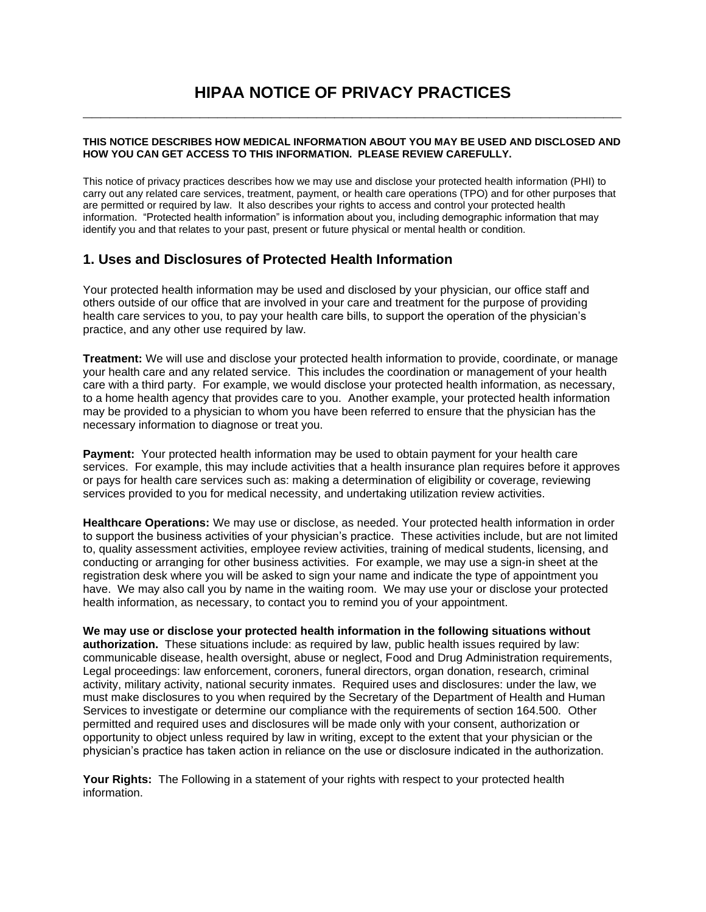# HIPAA NOTICE OF PRIVACY PRACTICES

**THIS NOTICE DESCRIBES HOW MEDICAL INFORMATION ABOUT YOU MAY BE USED AND DISCLOSED AND HOW YOU CAN GET ACCESS TO THIS INFORMATION. PLEASE REVIEW CAREFULLY.**

This notice of privacy practices describes how we may use and disclose your protected health information (PHI) to carry out any related care services, treatment, payment, or health care operations (TPO) and for other purposes that are permitted or required by law. It also describes your rights to access and control your protected health information. "Protected health information" is information about you, including demographic information that may identify you and that relates to your past, present or future physical or mental health or condition.

## 1. Uses and Disclosures of Protected Health Information

Your protected health information may be used and disclosed by your physician, our office staff and others outside of our office that are involved in your care and treatment for the purpose of providing health care services to you, to pay your health care bills, to support the operation of the physician's practice, and any other use required by law.

**Treatment:** We will use and disclose your protected health information to provide, coordinate, or manage your health care and any related service. This includes the coordination or management of your health care with a third party. For example, we would disclose your protected health information, as necessary, to a home health agency that provides care to you. Another example, your protected health information may be provided to a physician to whom you have been referred to ensure that the physician has the necessary information to diagnose or treat you.

**Payment:** Your protected health information may be used to obtain payment for your health care services. For example, this may include activities that a health insurance plan requires before it approves or pays for health care services such as: making a determination of eligibility or coverage, reviewing services provided to you for medical necessity, and undertaking utilization review activities.

**Healthcare Operations:** We may use or disclose, as needed. Your protected health information in order to support the business activities of your physician's practice. These activities include, but are not limited to, quality assessment activities, employee review activities, training of medical students, licensing, and conducting or arranging for other business activities. For example, we may use a sign-in sheet at the registration desk where you will be asked to sign your name and indicate the type of appointment you have. We may also call you by name in the waiting room. We may use your or disclose your protected health information, as necessary, to contact you to remind you of your appointment.

**We may use or disclose your protected health information in the following situations without authorization.** These situations include: as required by law, public health issues required by law: communicable disease, health oversight, abuse or neglect, Food and Drug Administration requirements, Legal proceedings: law enforcement, coroners, funeral directors, organ donation, research, criminal activity, military activity, national security inmates. Required uses and disclosures: under the law, we must make disclosures to you when required by the Secretary of the Department of Health and Human Services to investigate or determine our compliance with the requirements of section 164.500. Other permitted and required uses and disclosures will be made only with your consent, authorization or opportunity to object unless required by law in writing, except to the extent that your physician or the physician's practice has taken action in reliance on the use or disclosure indicated in the authorization.

**Your Rights:** The Following in a statement of your rights with respect to your protected health information.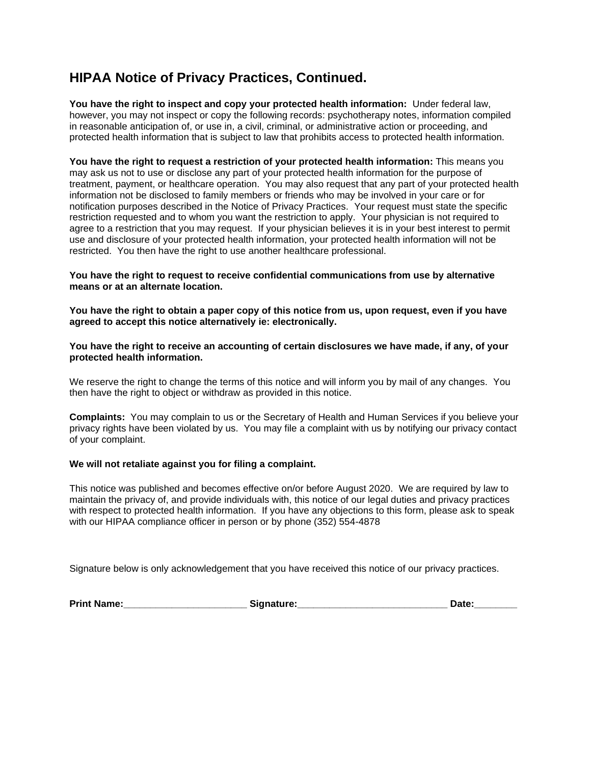## HIPAA Notice of Privacy Practices, Continued.

**You have the right to inspect and copy your protected health information:** Under federal law, however, you may not inspect or copy the following records: psychotherapy notes, information compiled in reasonable anticipation of, or use in, a civil, criminal, or administrative action or proceeding, and protected health information that is subject to law that prohibits access to protected health information.

**You have the right to request a restriction of your protected health information:** This means you may ask us not to use or disclose any part of your protected health information for the purpose of treatment, payment, or healthcare operation. You may also request that any part of your protected health information not be disclosed to family members or friends who may be involved in your care or for notification purposes described in the Notice of Privacy Practices. Your request must state the specific restriction requested and to whom you want the restriction to apply. Your physician is not required to agree to a restriction that you may request. If your physician believes it is in your best interest to permit use and disclosure of your protected health information, your protected health information will not be restricted. You then have the right to use another healthcare professional.

**You have the right to request to receive confidential communications from use by alternative means or at an alternate location.**

**You have the right to obtain a paper copy of this notice from us, upon request, even if you have agreed to accept this notice alternatively ie: electronically.**

**You have the right to receive an accounting of certain disclosures we have made, if any, of your protected health information.**

We reserve the right to change the terms of this notice and will inform you by mail of any changes. You then have the right to object or withdraw as provided in this notice.

**Complaints:** You may complain to us or the Secretary of Health and Human Services if you believe your privacy rights have been violated by us. You may file a complaint with us by notifying our privacy contact of your complaint.

**We will not retaliate against you for filing a complaint.**

This notice was published and becomes effective on/or before August 2020. We are required by law to maintain the privacy of, and provide individuals with, this notice of our legal duties and privacy practices with respect to protected health information. If you have any objections to this form, please ask to speak with our HIPAA compliance officer in person or by phone (352) 554-4878

Signature below is only acknowledgement that you have received this notice of our privacy practices.

**Print Name:**_______________________ **Signature:**____________________________ **Date:**________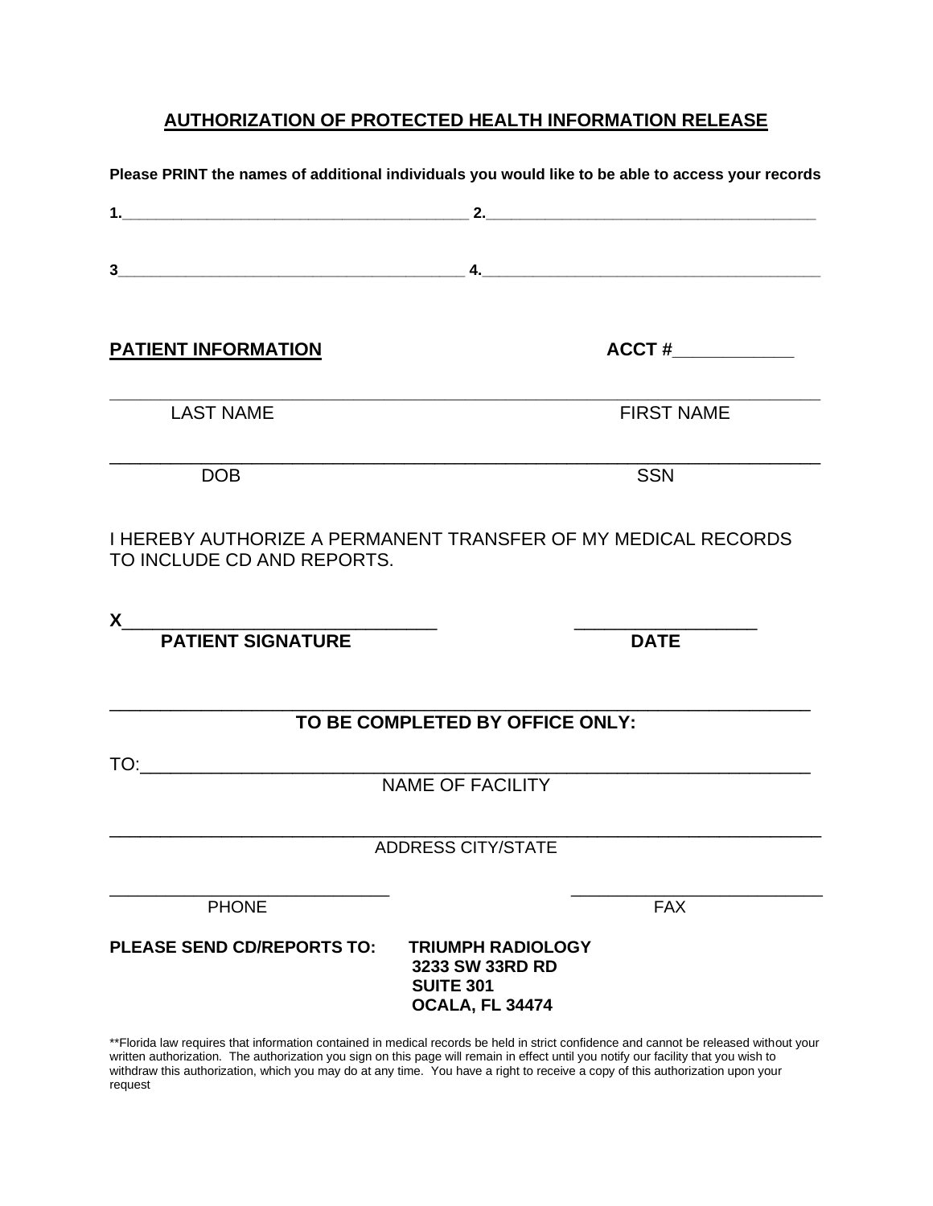## AUTHORIZATION OF PROTECTED HEALTH INFORMATION RELEASE

**Please PRINT the names of additional individuals you would like to be able to access your records**

**1.**________________________________________ **2.**______________________________________

**3**________________________________________ **4.**______________________________________

**PATIENT INFORMATION** **ACCT #**____________

_________________________________________________________________________________

LAST NAME FIRST NAME

_________________________________________________________________________________

DOB SSN

I HEREBY AUTHORIZE A PERMANENT TRANSFER OF MY MEDICAL RECORDS TO INCLUDE CD AND REPORTS.

**X**______________________________ __________________

**PATIENT SIGNATURE** **DATE**

_________________________________________________________________________________

**TO BE COMPLETED BY OFFICE ONLY:**

TO:______________________________________________________________________________

NAME OF FACILITY

_________________________________________________________________________________

ADDRESS CITY/STATE

____________________________ ________________________

PHONE FAX

**PLEASE SEND CD/REPORTS TO:** **TRIUMPH RADIOLOGY**
**3233 SW 33RD RD**
**SUITE 301**
**OCALA, FL 34474**

**Florida law requires that information contained in medical records be held in strict confidence and cannot be released without your written authorization. The authorization you sign on this page will remain in effect until you notify our facility that you wish to withdraw this authorization, which you may do at any time. You have a right to receive a copy of this authorization upon your request